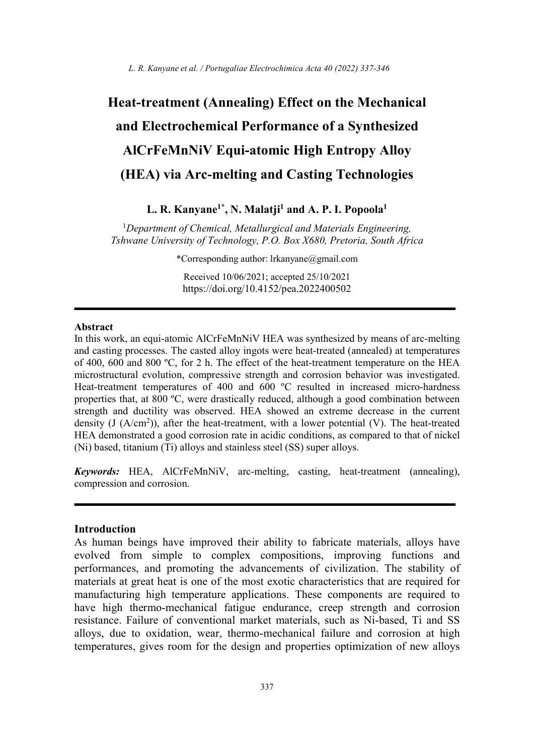# Heat-treatment (Annealing) Effect on the Mechanical and Electrochemical Performance of a Synthesized AlCrFeMnNiV Equi-atomic High Entropy Alloy (HEA) via Arc-melting and Casting Technologies

**L. R. Kanyane[1*], N. Malatji[1] and A. P. I. Popoola[1]**

[1]*Department of Chemical, Metallurgical and Materials Engineering, Tshwane University of Technology, P.O. Box X680, Pretoria, South Africa*

*Corresponding author: lrkanyane@gmail.com

Received 10/06/2021; accepted 25/10/2021
https://doi.org/10.4152/pea.2022400502

## Abstract

In this work, an equi-atomic AlCrFeMnNiV HEA was synthesized by means of arc-melting and casting processes. The casted alloy ingots were heat-treated (annealed) at temperatures of 400, 600 and 800 ºC, for 2 h. The effect of the heat-treatment temperature on the HEA microstructural evolution, compressive strength and corrosion behavior was investigated. Heat-treatment temperatures of 400 and 600 ºC resulted in increased micro-hardness properties that, at 800 ºC, were drastically reduced, although a good combination between strength and ductility was observed. HEA showed an extreme decrease in the current density (J ($A/cm^2$)), after the heat-treatment, with a lower potential (V). The heat-treated HEA demonstrated a good corrosion rate in acidic conditions, as compared to that of nickel (Ni) based, titanium (Ti) alloys and stainless steel (SS) super alloys.

***Keywords:*** HEA, AlCrFeMnNiV, arc-melting, casting, heat-treatment (annealing), compression and corrosion.

## Introduction

As human beings have improved their ability to fabricate materials, alloys have evolved from simple to complex compositions, improving functions and performances, and promoting the advancements of civilization. The stability of materials at great heat is one of the most exotic characteristics that are required for manufacturing high temperature applications. These components are required to have high thermo-mechanical fatigue endurance, creep strength and corrosion resistance. Failure of conventional market materials, such as Ni-based, Ti and SS alloys, due to oxidation, wear, thermo-mechanical failure and corrosion at high temperatures, gives room for the design and properties optimization of new alloys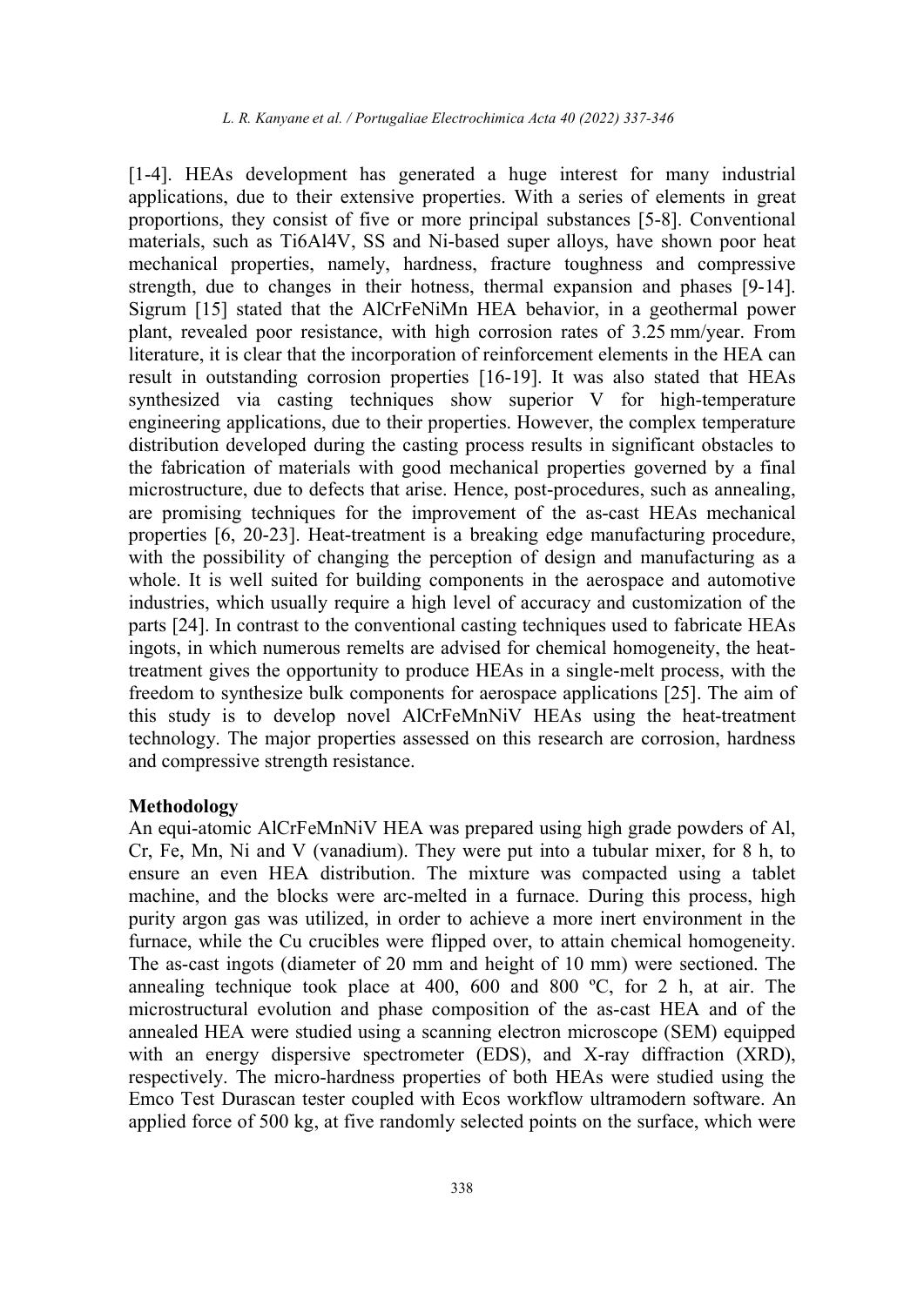[1-4]. HEAs development has generated a huge interest for many industrial applications, due to their extensive properties. With a series of elements in great proportions, they consist of five or more principal substances [5-8]. Conventional materials, such as Ti6Al4V, SS and Ni-based super alloys, have shown poor heat mechanical properties, namely, hardness, fracture toughness and compressive strength, due to changes in their hotness, thermal expansion and phases [9-14]. Sigrum [15] stated that the AlCrFeNiMn HEA behavior, in a geothermal power plant, revealed poor resistance, with high corrosion rates of 3.25 mm/year. From literature, it is clear that the incorporation of reinforcement elements in the HEA can result in outstanding corrosion properties [16-19]. It was also stated that HEAs synthesized via casting techniques show superior V for high-temperature engineering applications, due to their properties. However, the complex temperature distribution developed during the casting process results in significant obstacles to the fabrication of materials with good mechanical properties governed by a final microstructure, due to defects that arise. Hence, post-procedures, such as annealing, are promising techniques for the improvement of the as-cast HEAs mechanical properties [6, 20-23]. Heat-treatment is a breaking edge manufacturing procedure, with the possibility of changing the perception of design and manufacturing as a whole. It is well suited for building components in the aerospace and automotive industries, which usually require a high level of accuracy and customization of the parts [24]. In contrast to the conventional casting techniques used to fabricate HEAs ingots, in which numerous remelts are advised for chemical homogeneity, the heat-treatment gives the opportunity to produce HEAs in a single-melt process, with the freedom to synthesize bulk components for aerospace applications [25]. The aim of this study is to develop novel AlCrFeMnNiV HEAs using the heat-treatment technology. The major properties assessed on this research are corrosion, hardness and compressive strength resistance.

## Methodology

An equi-atomic AlCrFeMnNiV HEA was prepared using high grade powders of Al, Cr, Fe, Mn, Ni and V (vanadium). They were put into a tubular mixer, for 8 h, to ensure an even HEA distribution. The mixture was compacted using a tablet machine, and the blocks were arc-melted in a furnace. During this process, high purity argon gas was utilized, in order to achieve a more inert environment in the furnace, while the Cu crucibles were flipped over, to attain chemical homogeneity. The as-cast ingots (diameter of 20 mm and height of 10 mm) were sectioned. The annealing technique took place at 400, 600 and 800 ºC, for 2 h, at air. The microstructural evolution and phase composition of the as-cast HEA and of the annealed HEA were studied using a scanning electron microscope (SEM) equipped with an energy dispersive spectrometer (EDS), and X-ray diffraction (XRD), respectively. The micro-hardness properties of both HEAs were studied using the Emco Test Durascan tester coupled with Ecos workflow ultramodern software. An applied force of 500 kg, at five randomly selected points on the surface, which were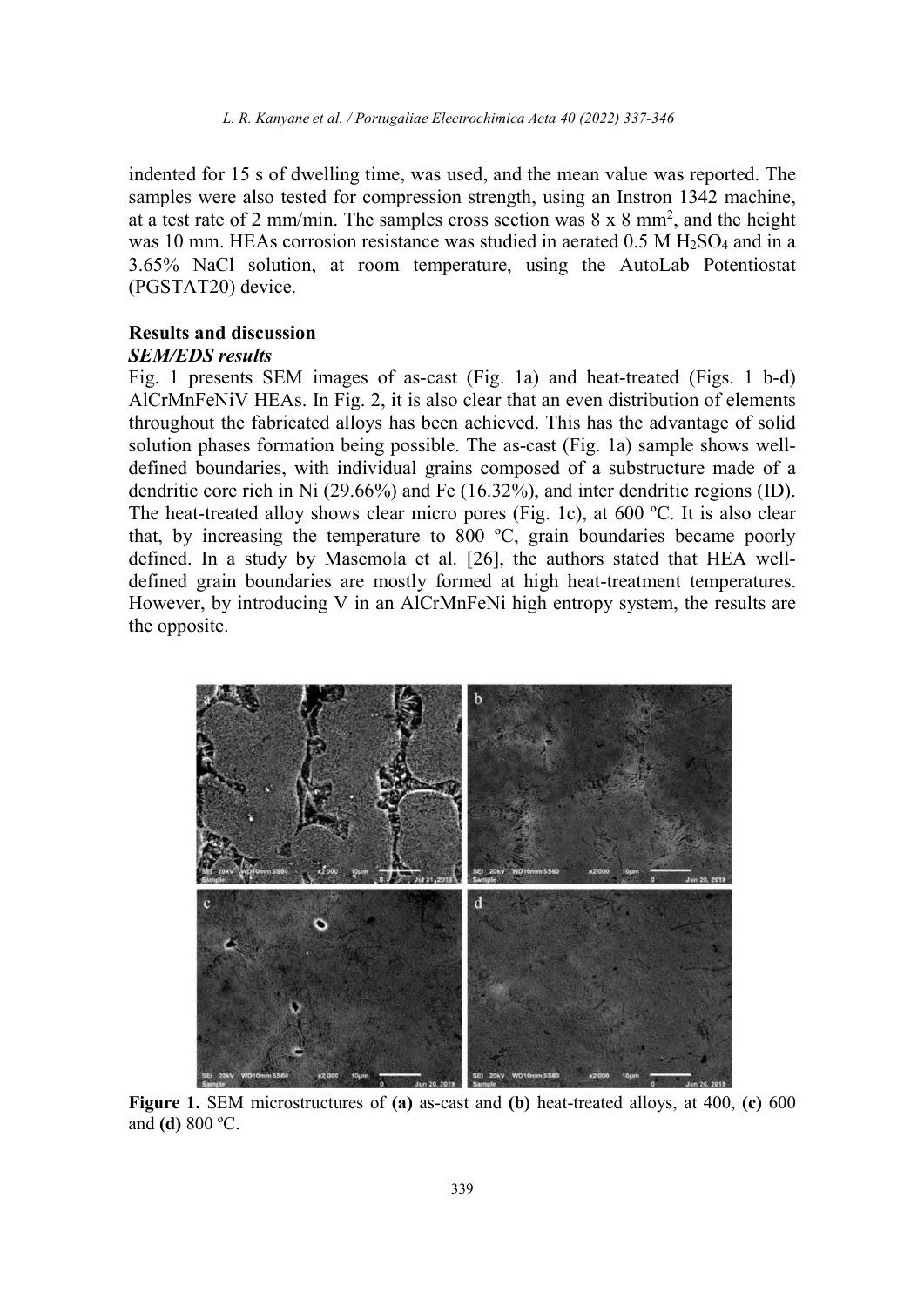indented for 15 s of dwelling time, was used, and the mean value was reported. The samples were also tested for compression strength, using an Instron 1342 machine, at a test rate of 2 mm/min. The samples cross section was 8 x 8 mm$^2$, and the height was 10 mm. HEAs corrosion resistance was studied in aerated 0.5 M $H_2SO_4$ and in a 3.65% NaCl solution, at room temperature, using the AutoLab Potentiostat (PGSTAT20) device.

## Results and discussion

### *SEM/EDS results*

Fig. 1 presents SEM images of as-cast (Fig. 1a) and heat-treated (Figs. 1 b-d) AlCrMnFeNiV HEAs. In Fig. 2, it is also clear that an even distribution of elements throughout the fabricated alloys has been achieved. This has the advantage of solid solution phases formation being possible. The as-cast (Fig. 1a) sample shows well-defined boundaries, with individual grains composed of a substructure made of a dendritic core rich in Ni (29.66%) and Fe (16.32%), and inter dendritic regions (ID). The heat-treated alloy shows clear micro pores (Fig. 1c), at 600 ºC. It is also clear that, by increasing the temperature to 800 ºC, grain boundaries became poorly defined. In a study by Masemola et al. [26], the authors stated that HEA well-defined grain boundaries are mostly formed at high heat-treatment temperatures. However, by introducing V in an AlCrMnFeNi high entropy system, the results are the opposite.

**Figure 1.** SEM microstructures of **(a)** as-cast and **(b)** heat-treated alloys, at 400, **(c)** 600 and **(d)** 800 ºC.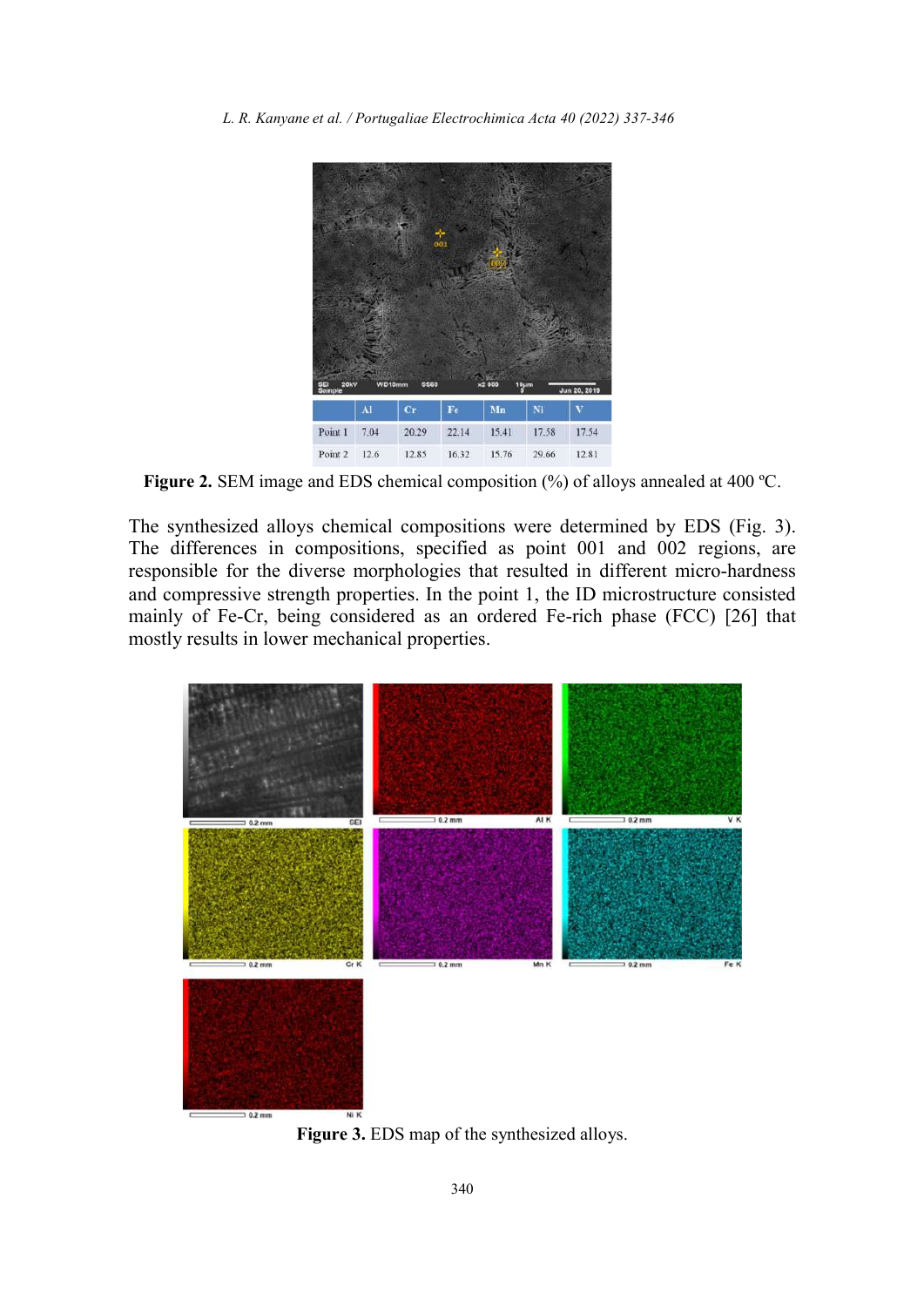|  | Al | Cr | Fe | Mn | Ni | V |
| --- | --- | --- | --- | --- | --- | --- |
| Point 1 | 7.04 | 20.29 | 22.14 | 15.41 | 17.58 | 17.54 |
| Point 2 | 12.6 | 12.85 | 16.32 | 15.76 | 29.66 | 12.81 |

**Figure 2.** SEM image and EDS chemical composition (%) of alloys annealed at 400 ºC.

The synthesized alloys chemical compositions were determined by EDS (Fig. 3). The differences in compositions, specified as point 001 and 002 regions, are responsible for the diverse morphologies that resulted in different micro-hardness and compressive strength properties. In the point 1, the ID microstructure consisted mainly of Fe-Cr, being considered as an ordered Fe-rich phase (FCC) [26] that mostly results in lower mechanical properties.

**Figure 3.** EDS map of the synthesized alloys.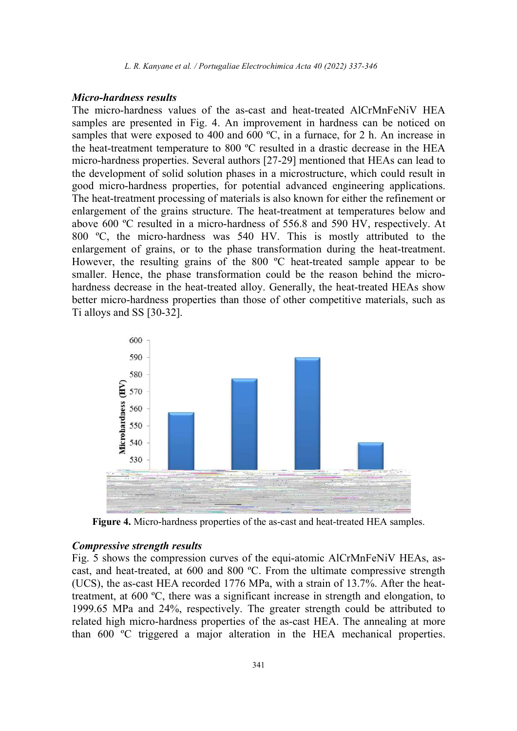### *Micro-hardness results*

The micro-hardness values of the as-cast and heat-treated AlCrMnFeNiV HEA samples are presented in Fig. 4. An improvement in hardness can be noticed on samples that were exposed to 400 and 600 ºC, in a furnace, for 2 h. An increase in the heat-treatment temperature to 800 ºC resulted in a drastic decrease in the HEA micro-hardness properties. Several authors [27-29] mentioned that HEAs can lead to the development of solid solution phases in a microstructure, which could result in good micro-hardness properties, for potential advanced engineering applications. The heat-treatment processing of materials is also known for either the refinement or enlargement of the grains structure. The heat-treatment at temperatures below and above 600 ºC resulted in a micro-hardness of 556.8 and 590 HV, respectively. At 800 ºC, the micro-hardness was 540 HV. This is mostly attributed to the enlargement of grains, or to the phase transformation during the heat-treatment. However, the resulting grains of the 800 ºC heat-treated sample appear to be smaller. Hence, the phase transformation could be the reason behind the micro-hardness decrease in the heat-treated alloy. Generally, the heat-treated HEAs show better micro-hardness properties than those of other competitive materials, such as Ti alloys and SS [30-32].

**Figure 4.** Micro-hardness properties of the as-cast and heat-treated HEA samples.

### *Compressive strength results*

Fig. 5 shows the compression curves of the equi-atomic AlCrMnFeNiV HEAs, as-cast, and heat-treated, at 600 and 800 ºC. From the ultimate compressive strength (UCS), the as-cast HEA recorded 1776 MPa, with a strain of 13.7%. After the heat-treatment, at 600 ºC, there was a significant increase in strength and elongation, to 1999.65 MPa and 24%, respectively. The greater strength could be attributed to related high micro-hardness properties of the as-cast HEA. The annealing at more than 600 ºC triggered a major alteration in the HEA mechanical properties.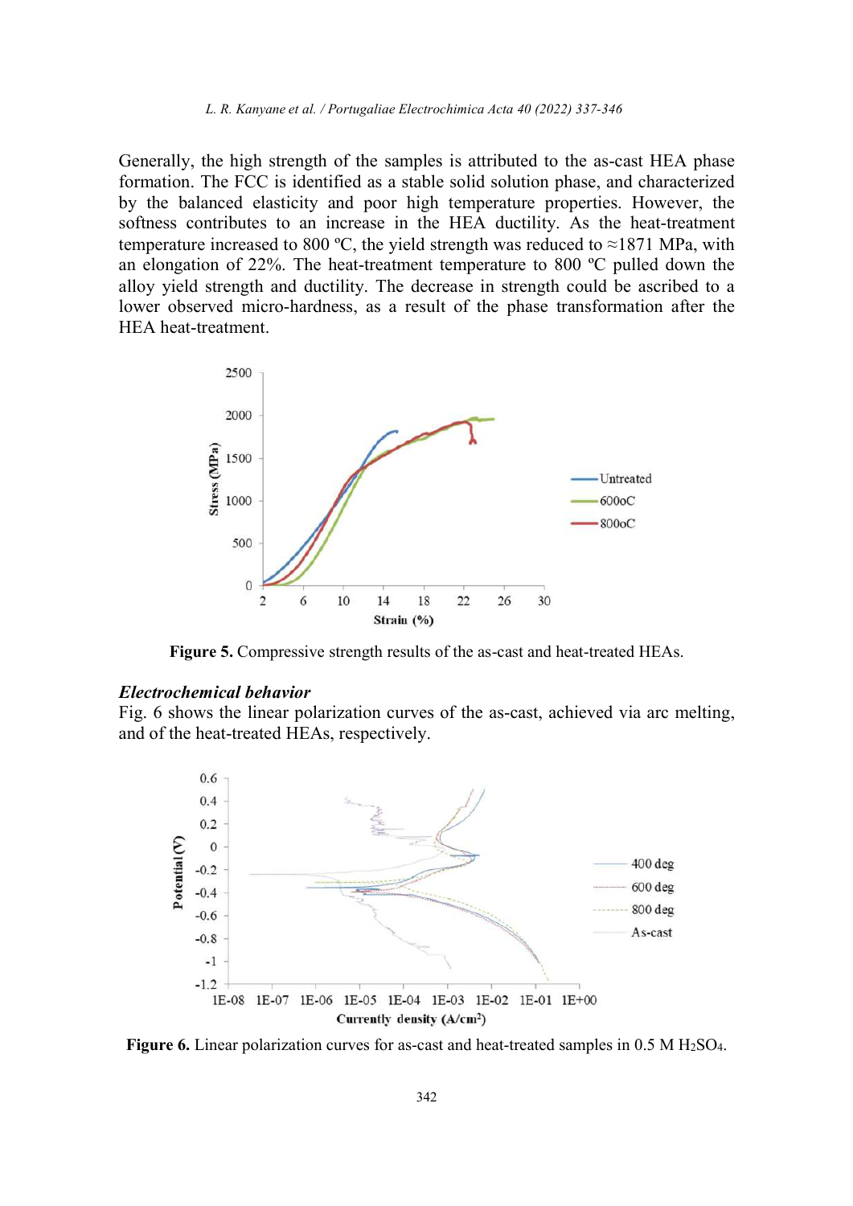Generally, the high strength of the samples is attributed to the as-cast HEA phase formation. The FCC is identified as a stable solid solution phase, and characterized by the balanced elasticity and poor high temperature properties. However, the softness contributes to an increase in the HEA ductility. As the heat-treatment temperature increased to 800 ºC, the yield strength was reduced to ≈1871 MPa, with an elongation of 22%. The heat-treatment temperature to 800 ºC pulled down the alloy yield strength and ductility. The decrease in strength could be ascribed to a lower observed micro-hardness, as a result of the phase transformation after the HEA heat-treatment.

**Figure 5.** Compressive strength results of the as-cast and heat-treated HEAs.

### *Electrochemical behavior*

Fig. 6 shows the linear polarization curves of the as-cast, achieved via arc melting, and of the heat-treated HEAs, respectively.

**Figure 6.** Linear polarization curves for as-cast and heat-treated samples in 0.5 M $H_2SO_4$.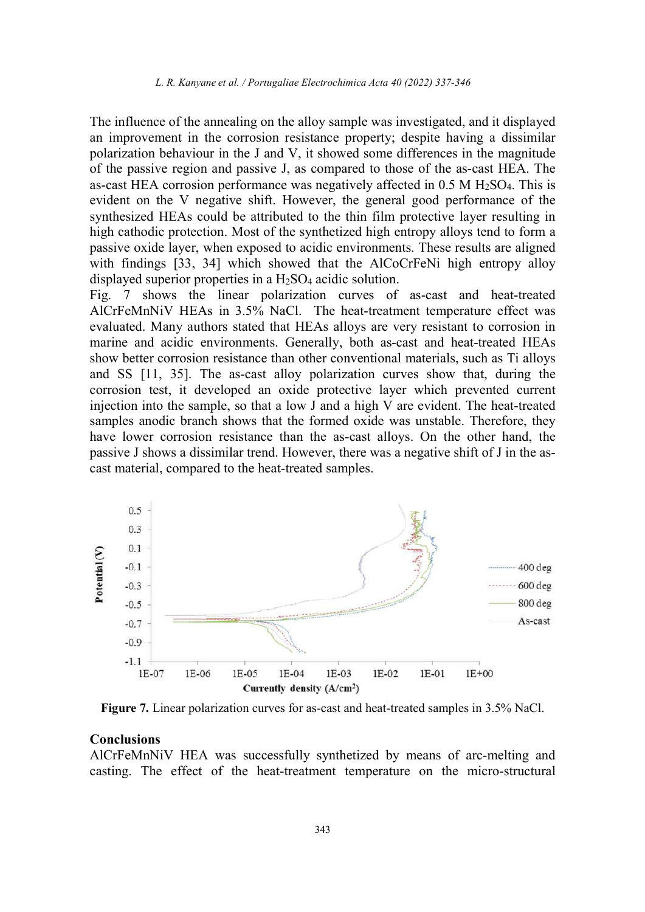The influence of the annealing on the alloy sample was investigated, and it displayed an improvement in the corrosion resistance property; despite having a dissimilar polarization behaviour in the J and V, it showed some differences in the magnitude of the passive region and passive J, as compared to those of the as-cast HEA. The as-cast HEA corrosion performance was negatively affected in 0.5 M $H_2SO_4$. This is evident on the V negative shift. However, the general good performance of the synthesized HEAs could be attributed to the thin film protective layer resulting in high cathodic protection. Most of the synthetized high entropy alloys tend to form a passive oxide layer, when exposed to acidic environments. These results are aligned with findings [33, 34] which showed that the AlCoCrFeNi high entropy alloy displayed superior properties in a $H_2SO_4$ acidic solution.

Fig. 7 shows the linear polarization curves of as-cast and heat-treated AlCrFeMnNiV HEAs in 3.5% NaCl. The heat-treatment temperature effect was evaluated. Many authors stated that HEAs alloys are very resistant to corrosion in marine and acidic environments. Generally, both as-cast and heat-treated HEAs show better corrosion resistance than other conventional materials, such as Ti alloys and SS [11, 35]. The as-cast alloy polarization curves show that, during the corrosion test, it developed an oxide protective layer which prevented current injection into the sample, so that a low J and a high V are evident. The heat-treated samples anodic branch shows that the formed oxide was unstable. Therefore, they have lower corrosion resistance than the as-cast alloys. On the other hand, the passive J shows a dissimilar trend. However, there was a negative shift of J in the as-cast material, compared to the heat-treated samples.

**Figure 7.** Linear polarization curves for as-cast and heat-treated samples in 3.5% NaCl.

## Conclusions

AlCrFeMnNiV HEA was successfully synthetized by means of arc-melting and casting. The effect of the heat-treatment temperature on the micro-structural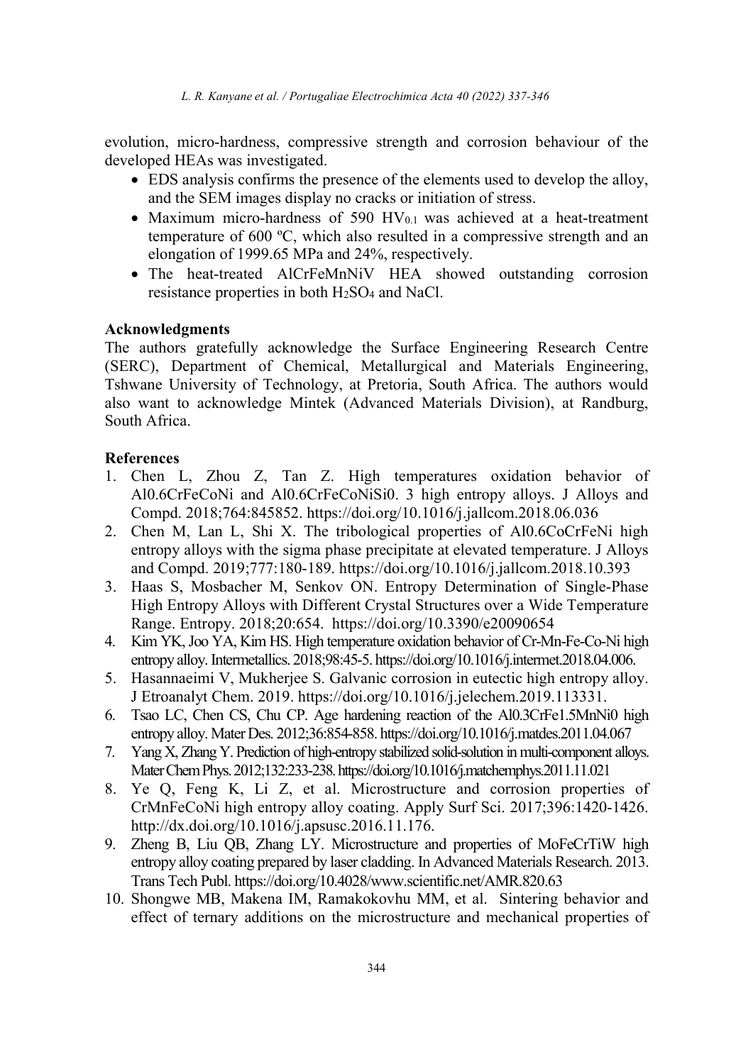evolution, micro-hardness, compressive strength and corrosion behaviour of the developed HEAs was investigated.

- EDS analysis confirms the presence of the elements used to develop the alloy, and the SEM images display no cracks or initiation of stress.
- Maximum micro-hardness of 590 $HV_{0.1}$ was achieved at a heat-treatment temperature of 600 ºC, which also resulted in a compressive strength and an elongation of 1999.65 MPa and 24%, respectively.
- The heat-treated AlCrFeMnNiV HEA showed outstanding corrosion resistance properties in both $H_2SO_4$ and NaCl.

## Acknowledgments

The authors gratefully acknowledge the Surface Engineering Research Centre (SERC), Department of Chemical, Metallurgical and Materials Engineering, Tshwane University of Technology, at Pretoria, South Africa. The authors would also want to acknowledge Mintek (Advanced Materials Division), at Randburg, South Africa.

## References

1. Chen L, Zhou Z, Tan Z. High temperatures oxidation behavior of Al0.6CrFeCoNi and Al0.6CrFeCoNiSi0. 3 high entropy alloys. J Alloys and Compd. 2018;764:845852. https://doi.org/10.1016/j.jallcom.2018.06.036
2. Chen M, Lan L, Shi X. The tribological properties of Al0.6CoCrFeNi high entropy alloys with the sigma phase precipitate at elevated temperature. J Alloys and Compd. 2019;777:180-189. https://doi.org/10.1016/j.jallcom.2018.10.393
3. Haas S, Mosbacher M, Senkov ON. Entropy Determination of Single-Phase High Entropy Alloys with Different Crystal Structures over a Wide Temperature Range. Entropy. 2018;20:654. https://doi.org/10.3390/e20090654
4. Kim YK, Joo YA, Kim HS. High temperature oxidation behavior of Cr-Mn-Fe-Co-Ni high entropy alloy. Intermetallics. 2018;98:45-5. https://doi.org/10.1016/j.intermet.2018.04.006.
5. Hasannaeimi V, Mukherjee S. Galvanic corrosion in eutectic high entropy alloy. J Etroanalyt Chem. 2019. https://doi.org/10.1016/j.jelechem.2019.113331.
6. Tsao LC, Chen CS, Chu CP. Age hardening reaction of the Al0.3CrFe1.5MnNi0 high entropy alloy. Mater Des. 2012;36:854-858. https://doi.org/10.1016/j.matdes.2011.04.067
7. Yang X, Zhang Y. Prediction of high-entropy stabilized solid-solution in multi-component alloys. Mater Chem Phys. 2012;132:233-238. https://doi.org/10.1016/j.matchemphys.2011.11.021
8. Ye Q, Feng K, Li Z, et al. Microstructure and corrosion properties of CrMnFeCoNi high entropy alloy coating. Apply Surf Sci. 2017;396:1420-1426. http://dx.doi.org/10.1016/j.apsusc.2016.11.176.
9. Zheng B, Liu QB, Zhang LY. Microstructure and properties of MoFeCrTiW high entropy alloy coating prepared by laser cladding. In Advanced Materials Research. 2013. Trans Tech Publ. https://doi.org/10.4028/www.scientific.net/AMR.820.63
10. Shongwe MB, Makena IM, Ramakokovhu MM, et al. Sintering behavior and effect of ternary additions on the microstructure and mechanical properties of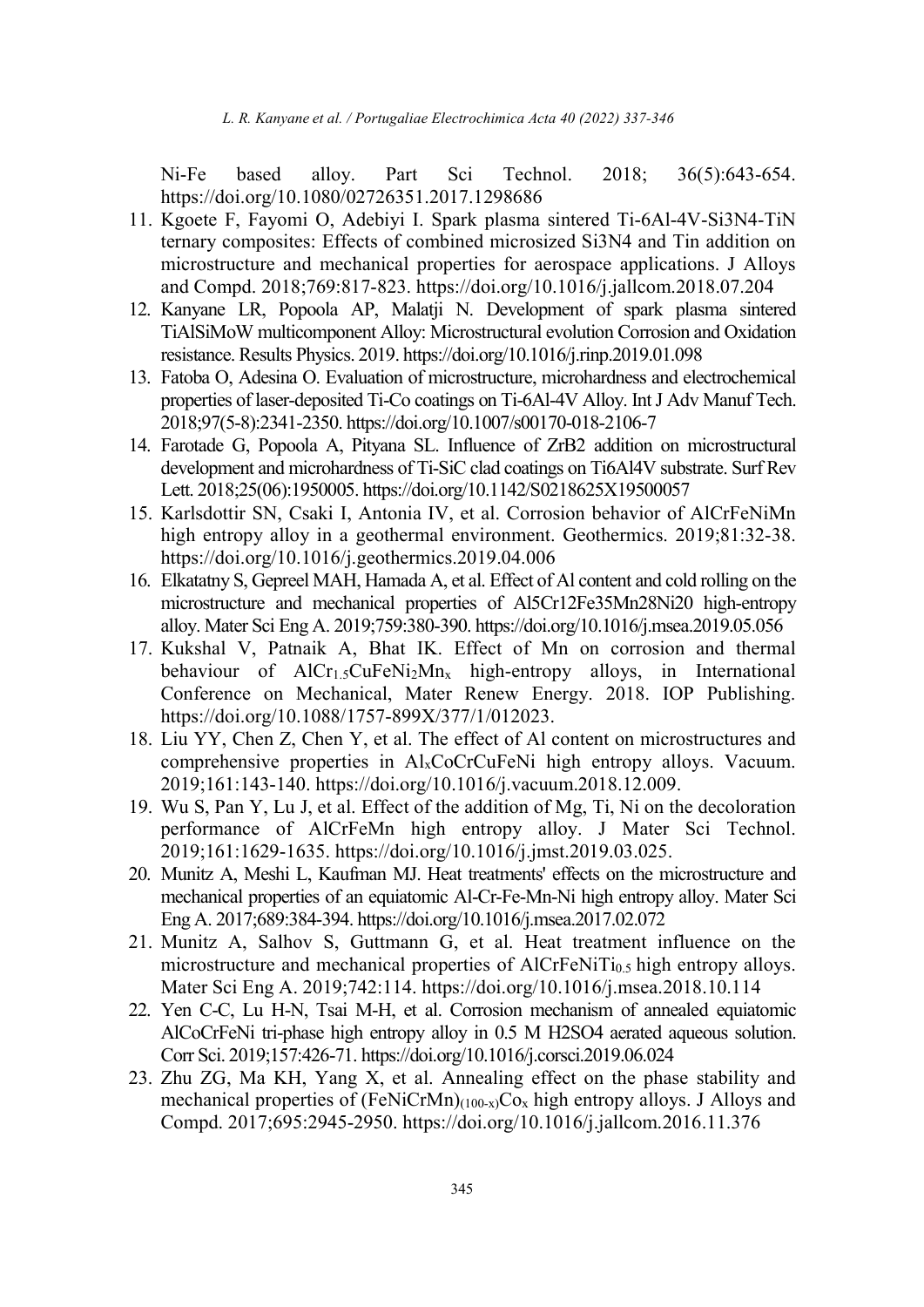Ni-Fe based alloy. Part Sci Technol. 2018; 36(5):643-654. https://doi.org/10.1080/02726351.2017.1298686

11. Kgoete F, Fayomi O, Adebiyi I. Spark plasma sintered Ti-6Al-4V-Si3N4-TiN ternary composites: Effects of combined microsized Si3N4 and Tin addition on microstructure and mechanical properties for aerospace applications. J Alloys and Compd. 2018;769:817-823. https://doi.org/10.1016/j.jallcom.2018.07.204
12. Kanyane LR, Popoola AP, Malatji N. Development of spark plasma sintered TiAlSiMoW multicomponent Alloy: Microstructural evolution Corrosion and Oxidation resistance. Results Physics. 2019. https://doi.org/10.1016/j.rinp.2019.01.098
13. Fatoba O, Adesina O. Evaluation of microstructure, microhardness and electrochemical properties of laser-deposited Ti-Co coatings on Ti-6Al-4V Alloy. Int J Adv Manuf Tech. 2018;97(5-8):2341-2350. https://doi.org/10.1007/s00170-018-2106-7
14. Farotade G, Popoola A, Pityana SL. Influence of ZrB2 addition on microstructural development and microhardness of Ti-SiC clad coatings on Ti6Al4V substrate. Surf Rev Lett. 2018;25(06):1950005. https://doi.org/10.1142/S0218625X19500057
15. Karlsdottir SN, Csaki I, Antonia IV, et al. Corrosion behavior of AlCrFeNiMn high entropy alloy in a geothermal environment. Geothermics. 2019;81:32-38. https://doi.org/10.1016/j.geothermics.2019.04.006
16. Elkatatny S, Gepreel MAH, Hamada A, et al. Effect of Al content and cold rolling on the microstructure and mechanical properties of Al5Cr12Fe35Mn28Ni20 high-entropy alloy. Mater Sci Eng A. 2019;759:380-390. https://doi.org/10.1016/j.msea.2019.05.056
17. Kukshal V, Patnaik A, Bhat IK. Effect of Mn on corrosion and thermal behaviour of $AlCr_{1.5}CuFeNi_2Mn_x$ high-entropy alloys, in International Conference on Mechanical, Mater Renew Energy. 2018. IOP Publishing. https://doi.org/10.1088/1757-899X/377/1/012023.
18. Liu YY, Chen Z, Chen Y, et al. The effect of Al content on microstructures and comprehensive properties in $Al_xCoCrCuFeNi$ high entropy alloys. Vacuum. 2019;161:143-140. https://doi.org/10.1016/j.vacuum.2018.12.009.
19. Wu S, Pan Y, Lu J, et al. Effect of the addition of Mg, Ti, Ni on the decoloration performance of AlCrFeMn high entropy alloy. J Mater Sci Technol. 2019;161:1629-1635. https://doi.org/10.1016/j.jmst.2019.03.025.
20. Munitz A, Meshi L, Kaufman MJ. Heat treatments' effects on the microstructure and mechanical properties of an equiatomic Al-Cr-Fe-Mn-Ni high entropy alloy. Mater Sci Eng A. 2017;689:384-394. https://doi.org/10.1016/j.msea.2017.02.072
21. Munitz A, Salhov S, Guttmann G, et al. Heat treatment influence on the microstructure and mechanical properties of $AlCrFeNiTi_{0.5}$ high entropy alloys. Mater Sci Eng A. 2019;742:114. https://doi.org/10.1016/j.msea.2018.10.114
22. Yen C-C, Lu H-N, Tsai M-H, et al. Corrosion mechanism of annealed equiatomic AlCoCrFeNi tri-phase high entropy alloy in 0.5 M H2SO4 aerated aqueous solution. Corr Sci. 2019;157:426-71. https://doi.org/10.1016/j.corsci.2019.06.024
23. Zhu ZG, Ma KH, Yang X, et al. Annealing effect on the phase stability and mechanical properties of $(FeNiCrMn)_{(100-x)}Co_x$ high entropy alloys. J Alloys and Compd. 2017;695:2945-2950. https://doi.org/10.1016/j.jallcom.2016.11.376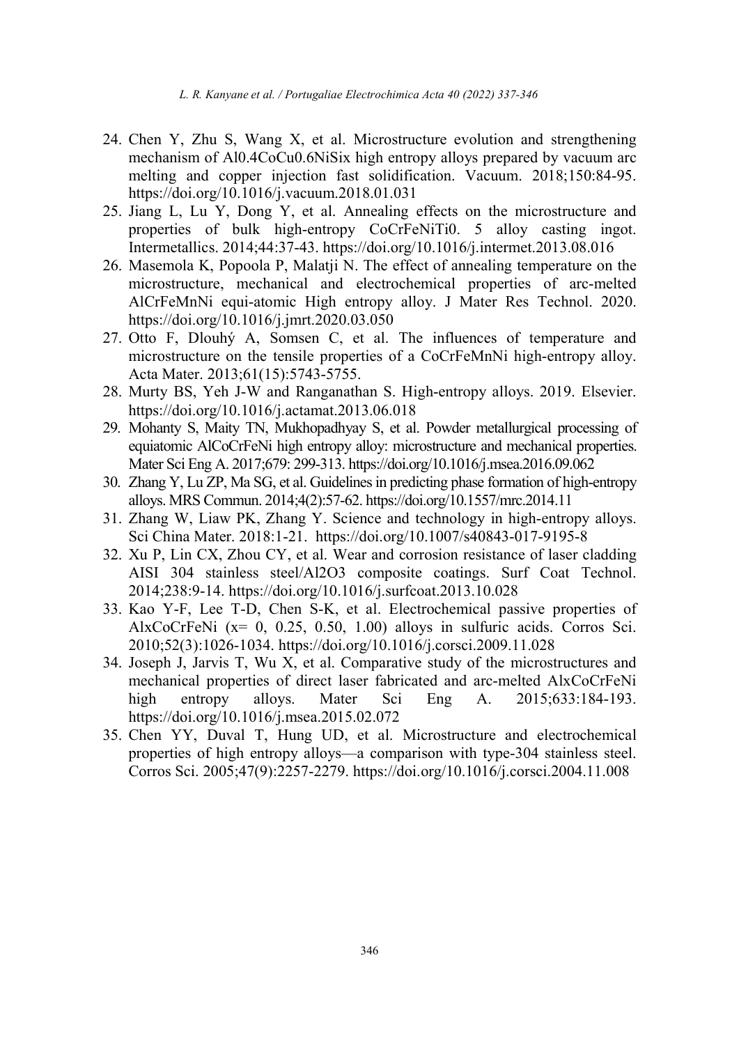24. Chen Y, Zhu S, Wang X, et al. Microstructure evolution and strengthening mechanism of $Al_{0.4}CoCu_{0.6}NiSi_x$ high entropy alloys prepared by vacuum arc melting and copper injection fast solidification. Vacuum. 2018;150:84-95. https://doi.org/10.1016/j.vacuum.2018.01.031
25. Jiang L, Lu Y, Dong Y, et al. Annealing effects on the microstructure and properties of bulk high-entropy $CoCrFeNiTi_{0.5}$ alloy casting ingot. Intermetallics. 2014;44:37-43. https://doi.org/10.1016/j.intermet.2013.08.016
26. Masemola K, Popoola P, Malatji N. The effect of annealing temperature on the microstructure, mechanical and electrochemical properties of arc-melted AlCrFeMnNi equi-atomic High entropy alloy. J Mater Res Technol. 2020. https://doi.org/10.1016/j.jmrt.2020.03.050
27. Otto F, Dlouhý A, Somsen C, et al. The influences of temperature and microstructure on the tensile properties of a CoCrFeMnNi high-entropy alloy. Acta Mater. 2013;61(15):5743-5755.
28. Murty BS, Yeh J-W and Ranganathan S. High-entropy alloys. 2019. Elsevier. https://doi.org/10.1016/j.actamat.2013.06.018
29. Mohanty S, Maity TN, Mukhopadhyay S, et al. Powder metallurgical processing of equiatomic AlCoCrFeNi high entropy alloy: microstructure and mechanical properties. Mater Sci Eng A. 2017;679: 299-313. https://doi.org/10.1016/j.msea.2016.09.062
30. Zhang Y, Lu ZP, Ma SG, et al. Guidelines in predicting phase formation of high-entropy alloys. MRS Commun. 2014;4(2):57-62. https://doi.org/10.1557/mrc.2014.11
31. Zhang W, Liaw PK, Zhang Y. Science and technology in high-entropy alloys. Sci China Mater. 2018:1-21. https://doi.org/10.1007/s40843-017-9195-8
32. Xu P, Lin CX, Zhou CY, et al. Wear and corrosion resistance of laser cladding AISI 304 stainless steel/$Al_2O_3$ composite coatings. Surf Coat Technol. 2014;238:9-14. https://doi.org/10.1016/j.surfcoat.2013.10.028
33. Kao Y-F, Lee T-D, Chen S-K, et al. Electrochemical passive properties of $Al_xCoCrFeNi$ ($x$= 0, 0.25, 0.50, 1.00) alloys in sulfuric acids. Corros Sci. 2010;52(3):1026-1034. https://doi.org/10.1016/j.corsci.2009.11.028
34. Joseph J, Jarvis T, Wu X, et al. Comparative study of the microstructures and mechanical properties of direct laser fabricated and arc-melted $Al_xCoCrFeNi$ high entropy alloys. Mater Sci Eng A. 2015;633:184-193. https://doi.org/10.1016/j.msea.2015.02.072
35. Chen YY, Duval T, Hung UD, et al. Microstructure and electrochemical properties of high entropy alloys—a comparison with type-304 stainless steel. Corros Sci. 2005;47(9):2257-2279. https://doi.org/10.1016/j.corsci.2004.11.008